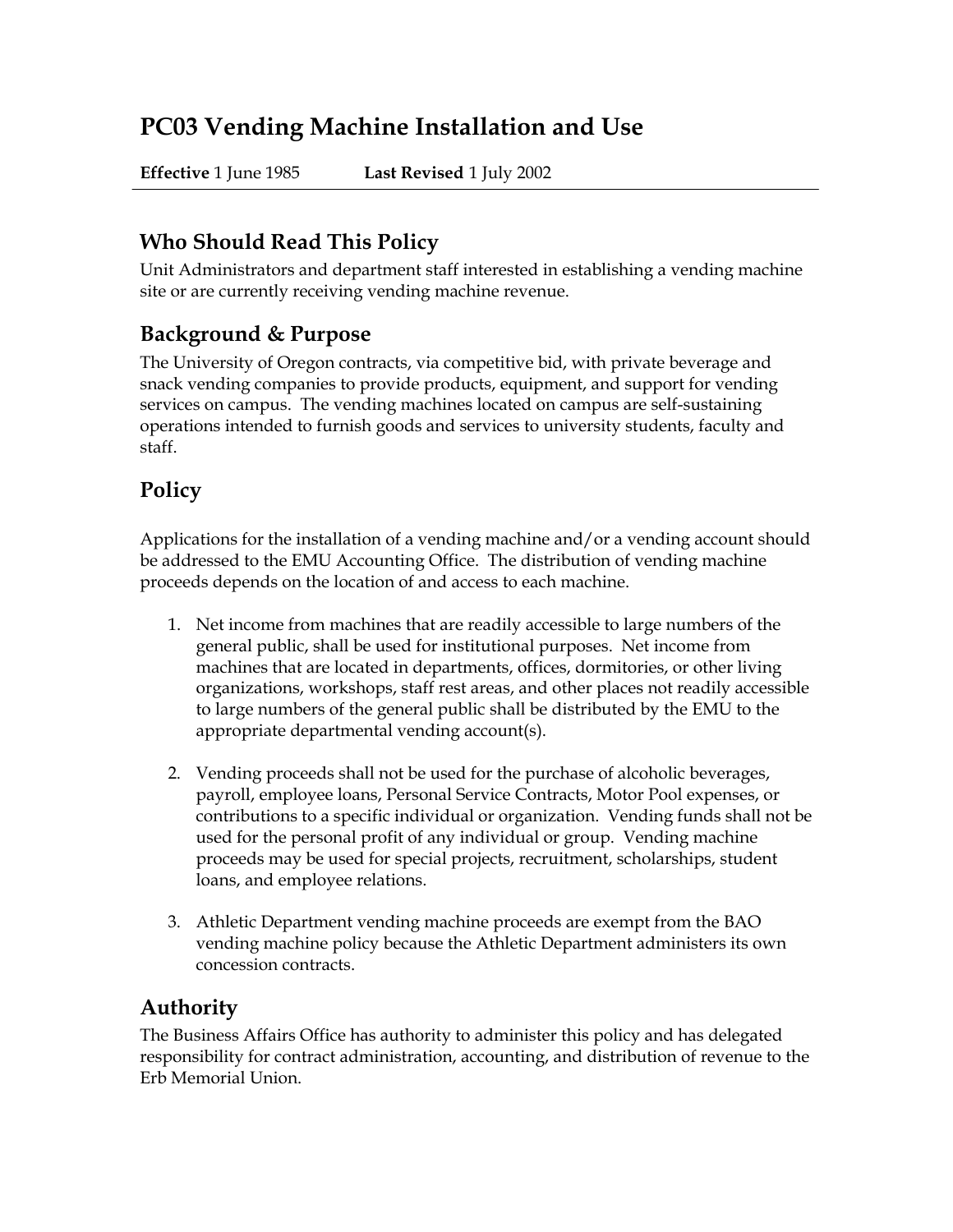# PC03 Vending Machine Installation and Use

**Effective** 1 June 1985 **Last Revised** 1 July 2002

## Who Should Read This Policy

Unit Administrators and department staff interested in establishing a vending machine site or are currently receiving vending machine revenue.

## Background & Purpose

The University of Oregon contracts, via competitive bid, with private beverage and snack vending companies to provide products, equipment, and support for vending services on campus. The vending machines located on campus are self-sustaining operations intended to furnish goods and services to university students, faculty and staff.

## Policy

Applications for the installation of a vending machine and/or a vending account should be addressed to the EMU Accounting Office. The distribution of vending machine proceeds depends on the location of and access to each machine.

1. Net income from machines that are readily accessible to large numbers of the general public, shall be used for institutional purposes. Net income from machines that are located in departments, offices, dormitories, or other living organizations, workshops, staff rest areas, and other places not readily accessible to large numbers of the general public shall be distributed by the EMU to the appropriate departmental vending account(s).

2. Vending proceeds shall not be used for the purchase of alcoholic beverages, payroll, employee loans, Personal Service Contracts, Motor Pool expenses, or contributions to a specific individual or organization. Vending funds shall not be used for the personal profit of any individual or group. Vending machine proceeds may be used for special projects, recruitment, scholarships, student loans, and employee relations.

3. Athletic Department vending machine proceeds are exempt from the BAO vending machine policy because the Athletic Department administers its own concession contracts.

## Authority

The Business Affairs Office has authority to administer this policy and has delegated responsibility for contract administration, accounting, and distribution of revenue to the Erb Memorial Union.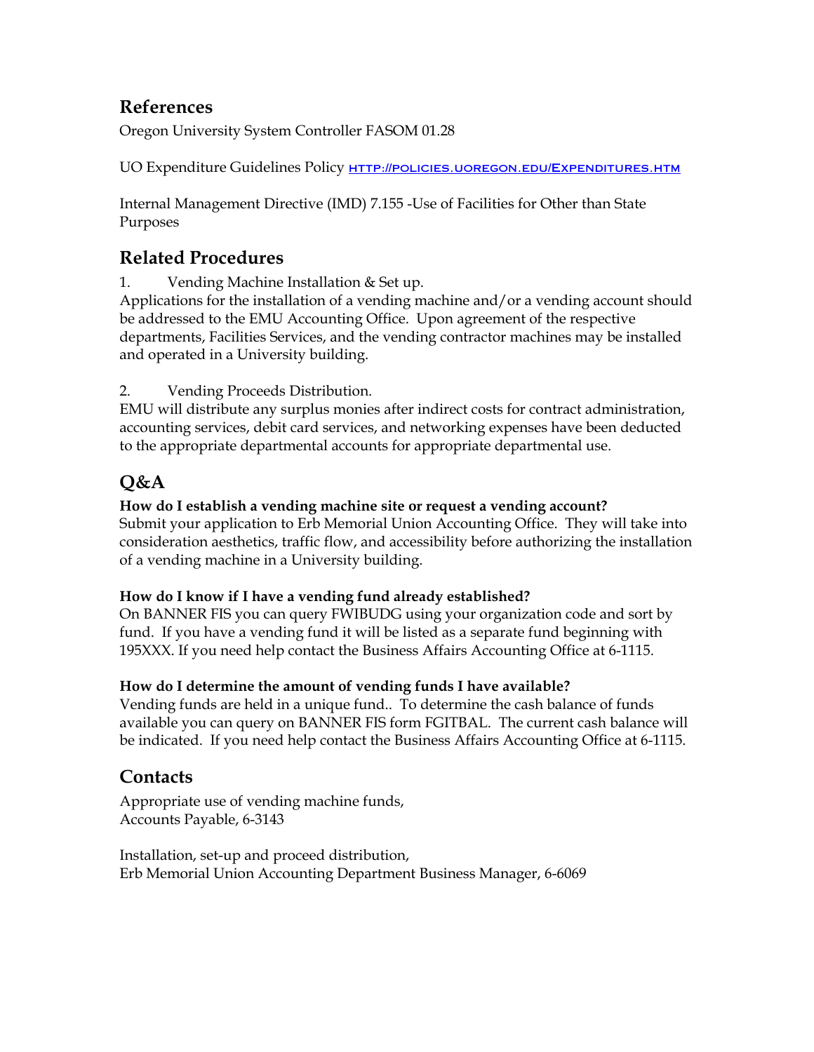## References

Oregon University System Controller FASOM 01.28

UO Expenditure Guidelines Policy http://policies.uoregon.edu/Expenditures.htm

Internal Management Directive (IMD) 7.155 -Use of Facilities for Other than State Purposes

## Related Procedures

1. Vending Machine Installation & Set up.

Applications for the installation of a vending machine and/or a vending account should be addressed to the EMU Accounting Office. Upon agreement of the respective departments, Facilities Services, and the vending contractor machines may be installed and operated in a University building.

2. Vending Proceeds Distribution.

EMU will distribute any surplus monies after indirect costs for contract administration, accounting services, debit card services, and networking expenses have been deducted to the appropriate departmental accounts for appropriate departmental use.

## Q&A

**How do I establish a vending machine site or request a vending account?**

Submit your application to Erb Memorial Union Accounting Office. They will take into consideration aesthetics, traffic flow, and accessibility before authorizing the installation of a vending machine in a University building.

**How do I know if I have a vending fund already established?**

On BANNER FIS you can query FWIBUDG using your organization code and sort by fund. If you have a vending fund it will be listed as a separate fund beginning with 195XXX. If you need help contact the Business Affairs Accounting Office at 6-1115.

**How do I determine the amount of vending funds I have available?**

Vending funds are held in a unique fund.. To determine the cash balance of funds available you can query on BANNER FIS form FGITBAL. The current cash balance will be indicated. If you need help contact the Business Affairs Accounting Office at 6-1115.

## Contacts

Appropriate use of vending machine funds,
Accounts Payable, 6-3143

Installation, set-up and proceed distribution,
Erb Memorial Union Accounting Department Business Manager, 6-6069